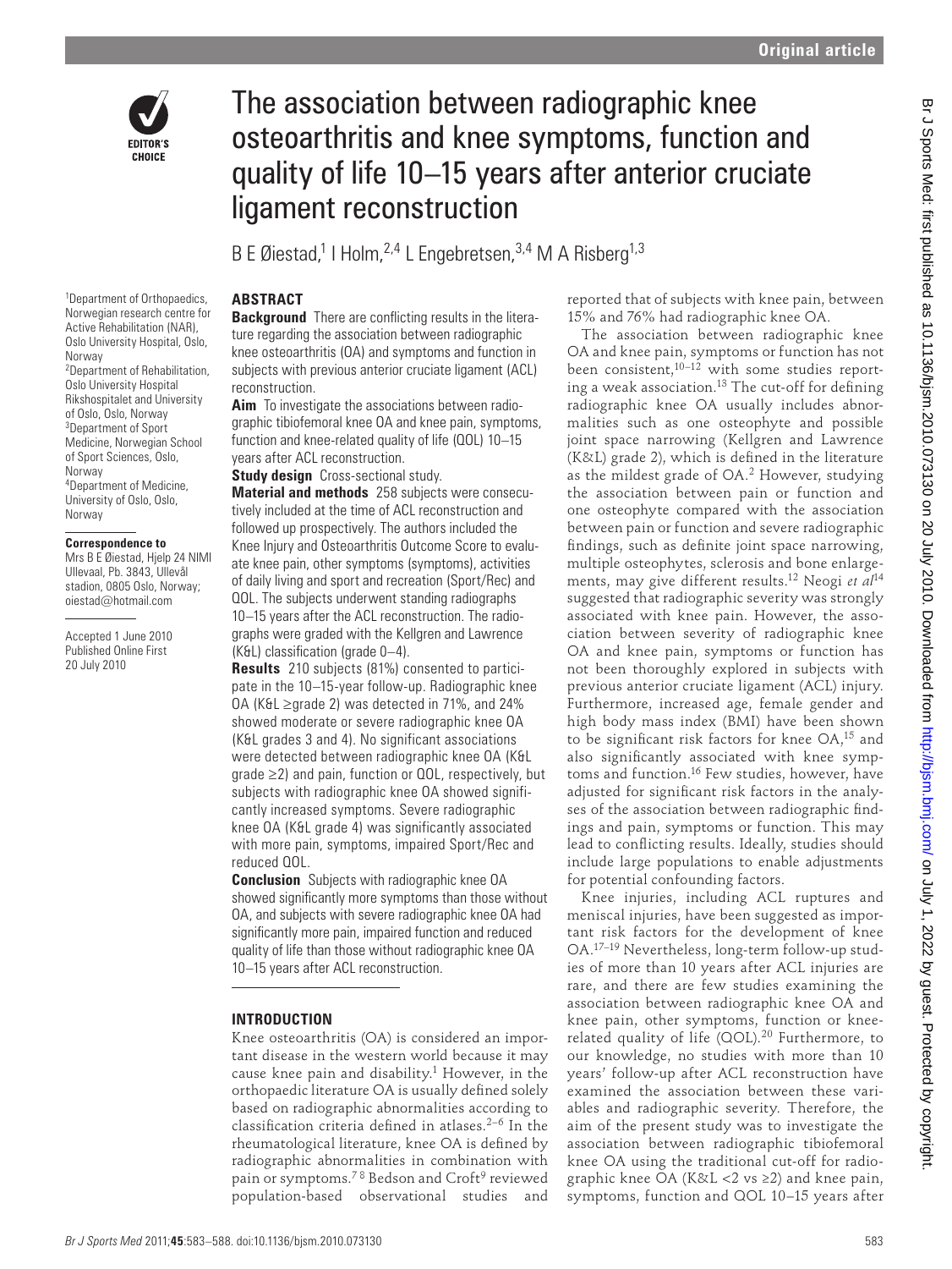# The association between radiographic knee osteoarthritis and knee symptoms, function and quality of life 10–15 years after anterior cruciate ligament reconstruction

B E Øiestad,[1] I Holm,[2,4] L Engebretsen,[3,4] M A Risberg[1,3]

[1]Department of Orthopaedics, Norwegian research centre for Active Rehabilitation (NAR), Oslo University Hospital, Oslo, Norway
[2]Department of Rehabilitation, Oslo University Hospital Rikshospitalet and University of Oslo, Oslo, Norway
[3]Department of Sport Medicine, Norwegian School of Sport Sciences, Oslo, Norway
[4]Department of Medicine, University of Oslo, Oslo, Norway

**Correspondence to**
Mrs B E Øiestad, Hjelp 24 NIMI Ullevaal, Pb. 3843, Ullevål stadion, 0805 Oslo, Norway; oiestad@hotmail.com

Accepted 1 June 2010
Published Online First 20 July 2010

## ABSTRACT

**Background** There are conflicting results in the literature regarding the association between radiographic knee osteoarthritis (OA) and symptoms and function in subjects with previous anterior cruciate ligament (ACL) reconstruction.

**Aim** To investigate the associations between radiographic tibiofemoral knee OA and knee pain, symptoms, function and knee-related quality of life (QOL) 10–15 years after ACL reconstruction.

**Study design** Cross-sectional study.

**Material and methods** 258 subjects were consecutively included at the time of ACL reconstruction and followed up prospectively. The authors included the Knee Injury and Osteoarthritis Outcome Score to evaluate knee pain, other symptoms (symptoms), activities of daily living and sport and recreation (Sport/Rec) and QOL. The subjects underwent standing radiographs 10–15 years after the ACL reconstruction. The radiographs were graded with the Kellgren and Lawrence (K&L) classification (grade 0–4).

**Results** 210 subjects (81%) consented to participate in the 10–15-year follow-up. Radiographic knee OA (K&L ≥grade 2) was detected in 71%, and 24% showed moderate or severe radiographic knee OA (K&L grades 3 and 4). No significant associations were detected between radiographic knee OA (K&L grade ≥2) and pain, function or QOL, respectively, but subjects with radiographic knee OA showed significantly increased symptoms. Severe radiographic knee OA (K&L grade 4) was significantly associated with more pain, symptoms, impaired Sport/Rec and reduced QOL.

**Conclusion** Subjects with radiographic knee OA showed significantly more symptoms than those without OA, and subjects with severe radiographic knee OA had significantly more pain, impaired function and reduced quality of life than those without radiographic knee OA 10–15 years after ACL reconstruction.

## INTRODUCTION

Knee osteoarthritis (OA) is considered an important disease in the western world because it may cause knee pain and disability.[1] However, in the orthopaedic literature OA is usually defined solely based on radiographic abnormalities according to classification criteria defined in atlases.[2–6] In the rheumatological literature, knee OA is defined by radiographic abnormalities in combination with pain or symptoms.[7 8] Bedson and Croft[9] reviewed population-based observational studies and reported that of subjects with knee pain, between 15% and 76% had radiographic knee OA.

The association between radiographic knee OA and knee pain, symptoms or function has not been consistent,[10–12] with some studies reporting a weak association.[13] The cut-off for defining radiographic knee OA usually includes abnormalities such as one osteophyte and possible joint space narrowing (Kellgren and Lawrence (K&L) grade 2), which is defined in the literature as the mildest grade of OA.[2] However, studying the association between pain or function and one osteophyte compared with the association between pain or function and severe radiographic findings, such as definite joint space narrowing, multiple osteophytes, sclerosis and bone enlargements, may give different results.[12] Neogi *et al*[14] suggested that radiographic severity was strongly associated with knee pain. However, the association between severity of radiographic knee OA and knee pain, symptoms or function has not been thoroughly explored in subjects with previous anterior cruciate ligament (ACL) injury. Furthermore, increased age, female gender and high body mass index (BMI) have been shown to be significant risk factors for knee OA,[15] and also significantly associated with knee symptoms and function.[16] Few studies, however, have adjusted for significant risk factors in the analyses of the association between radiographic findings and pain, symptoms or function. This may lead to conflicting results. Ideally, studies should include large populations to enable adjustments for potential confounding factors.

Knee injuries, including ACL ruptures and meniscal injuries, have been suggested as important risk factors for the development of knee OA.[17–19] Nevertheless, long-term follow-up studies of more than 10 years after ACL injuries are rare, and there are few studies examining the association between radiographic knee OA and knee pain, other symptoms, function or knee-related quality of life (QOL).[20] Furthermore, to our knowledge, no studies with more than 10 years' follow-up after ACL reconstruction have examined the association between these variables and radiographic severity. Therefore, the aim of the present study was to investigate the association between radiographic tibiofemoral knee OA using the traditional cut-off for radiographic knee OA (K&L <2 vs ≥2) and knee pain, symptoms, function and QOL 10–15 years after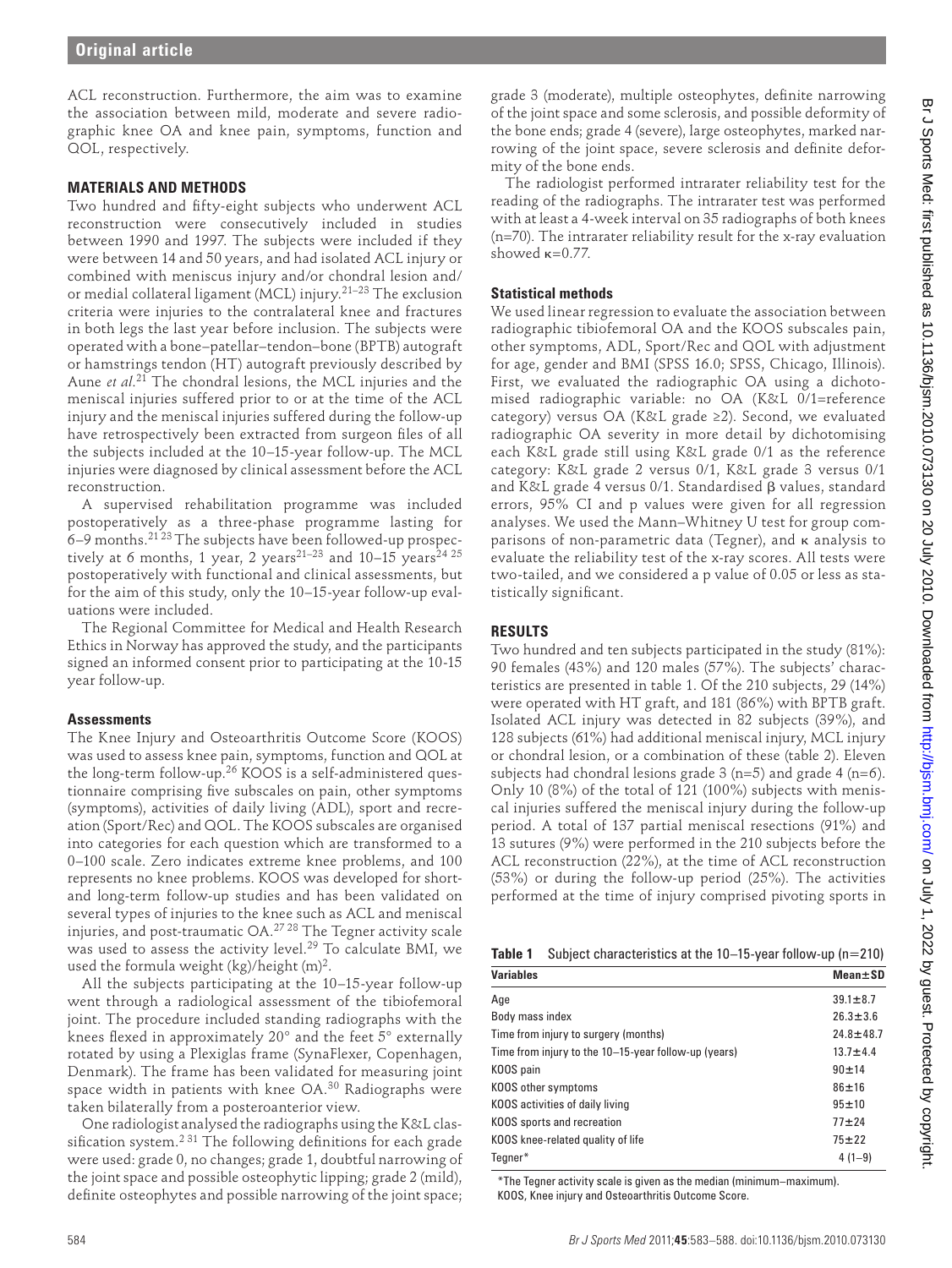ACL reconstruction. Furthermore, the aim was to examine the association between mild, moderate and severe radiographic knee OA and knee pain, symptoms, function and QOL, respectively.

## MATERIALS AND METHODS

Two hundred and fifty-eight subjects who underwent ACL reconstruction were consecutively included in studies between 1990 and 1997. The subjects were included if they were between 14 and 50 years, and had isolated ACL injury or combined with meniscus injury and/or chondral lesion and/or medial collateral ligament (MCL) injury.[21–23] The exclusion criteria were injuries to the contralateral knee and fractures in both legs the last year before inclusion. The subjects were operated with a bone–patellar–tendon–bone (BPTB) autograft or hamstrings tendon (HT) autograft previously described by Aune *et al*.[21] The chondral lesions, the MCL injuries and the meniscal injuries suffered prior to or at the time of the ACL injury and the meniscal injuries suffered during the follow-up have retrospectively been extracted from surgeon files of all the subjects included at the 10–15-year follow-up. The MCL injuries were diagnosed by clinical assessment before the ACL reconstruction.

A supervised rehabilitation programme was included postoperatively as a three-phase programme lasting for 6–9 months.[21 23] The subjects have been followed-up prospectively at 6 months, 1 year, 2 years[21–23] and 10–15 years[24 25] postoperatively with functional and clinical assessments, but for the aim of this study, only the 10–15-year follow-up evaluations were included.

The Regional Committee for Medical and Health Research Ethics in Norway has approved the study, and the participants signed an informed consent prior to participating at the 10-15 year follow-up.

### Assessments

The Knee Injury and Osteoarthritis Outcome Score (KOOS) was used to assess knee pain, symptoms, function and QOL at the long-term follow-up.[26] KOOS is a self-administered questionnaire comprising five subscales on pain, other symptoms (symptoms), activities of daily living (ADL), sport and recreation (Sport/Rec) and QOL. The KOOS subscales are organised into categories for each question which are transformed to a 0–100 scale. Zero indicates extreme knee problems, and 100 represents no knee problems. KOOS was developed for short- and long-term follow-up studies and has been validated on several types of injuries to the knee such as ACL and meniscal injuries, and post-traumatic OA.[27 28] The Tegner activity scale was used to assess the activity level.[29] To calculate BMI, we used the formula weight (kg)/height (m)$^2$.

All the subjects participating at the 10–15-year follow-up went through a radiological assessment of the tibiofemoral joint. The procedure included standing radiographs with the knees flexed in approximately 20° and the feet 5° externally rotated by using a Plexiglas frame (SynaFlexer, Copenhagen, Denmark). The frame has been validated for measuring joint space width in patients with knee OA.[30] Radiographs were taken bilaterally from a posteroanterior view.

One radiologist analysed the radiographs using the K&L classification system.[2 31] The following definitions for each grade were used: grade 0, no changes; grade 1, doubtful narrowing of the joint space and possible osteophytic lipping; grade 2 (mild), definite osteophytes and possible narrowing of the joint space; grade 3 (moderate), multiple osteophytes, definite narrowing of the joint space and some sclerosis, and possible deformity of the bone ends; grade 4 (severe), large osteophytes, marked narrowing of the joint space, severe sclerosis and definite deformity of the bone ends.

The radiologist performed intrarater reliability test for the reading of the radiographs. The intrarater test was performed with at least a 4-week interval on 35 radiographs of both knees (n=70). The intrarater reliability result for the x-ray evaluation showed $\kappa$=0.77.

### Statistical methods

We used linear regression to evaluate the association between radiographic tibiofemoral OA and the KOOS subscales pain, other symptoms, ADL, Sport/Rec and QOL with adjustment for age, gender and BMI (SPSS 16.0; SPSS, Chicago, Illinois). First, we evaluated the radiographic OA using a dichotomised radiographic variable: no OA (K&L 0/1=reference category) versus OA (K&L grade ≥2). Second, we evaluated radiographic OA severity in more detail by dichotomising each K&L grade still using K&L grade 0/1 as the reference category: K&L grade 2 versus 0/1, K&L grade 3 versus 0/1 and K&L grade 4 versus 0/1. Standardised $\beta$ values, standard errors, 95% CI and p values were given for all regression analyses. We used the Mann–Whitney U test for group comparisons of non-parametric data (Tegner), and $\kappa$ analysis to evaluate the reliability test of the x-ray scores. All tests were two-tailed, and we considered a p value of 0.05 or less as statistically significant.

## RESULTS

Two hundred and ten subjects participated in the study (81%): 90 females (43%) and 120 males (57%). The subjects' characteristics are presented in table 1. Of the 210 subjects, 29 (14%) were operated with HT graft, and 181 (86%) with BPTB graft. Isolated ACL injury was detected in 82 subjects (39%), and 128 subjects (61%) had additional meniscal injury, MCL injury or chondral lesion, or a combination of these (table 2). Eleven subjects had chondral lesions grade 3 (n=5) and grade 4 (n=6). Only 10 (8%) of the total of 121 (100%) subjects with meniscal injuries suffered the meniscal injury during the follow-up period. A total of 137 partial meniscal resections (91%) and 13 sutures (9%) were performed in the 210 subjects before the ACL reconstruction (22%), at the time of ACL reconstruction (53%) or during the follow-up period (25%). The activities performed at the time of injury comprised pivoting sports in

**Table 1** Subject characteristics at the 10–15-year follow-up (n=210)

| Variables | Mean±SD |
|---|---|
| Age | 39.1±8.7 |
| Body mass index | 26.3±3.6 |
| Time from injury to surgery (months) | 24.8±48.7 |
| Time from injury to the 10–15-year follow-up (years) | 13.7±4.4 |
| KOOS pain | 90±14 |
| KOOS other symptoms | 86±16 |
| KOOS activities of daily living | 95±10 |
| KOOS sports and recreation | 77±24 |
| KOOS knee-related quality of life | 75±22 |
| Tegner* | 4 (1–9) |

*The Tegner activity scale is given as the median (minimum–maximum).
KOOS, Knee injury and Osteoarthritis Outcome Score.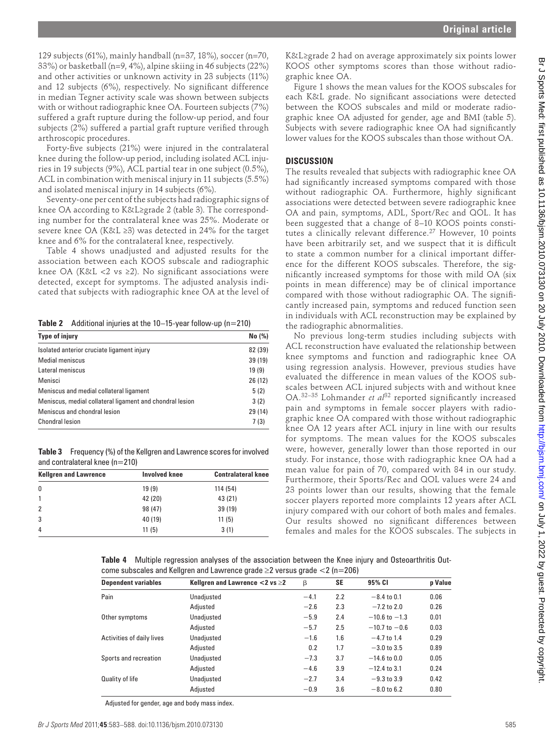129 subjects (61%), mainly handball (n=37, 18%), soccer (n=70, 33%) or basketball (n=9, 4%), alpine skiing in 46 subjects (22%) and other activities or unknown activity in 23 subjects (11%) and 12 subjects (6%), respectively. No significant difference in median Tegner activity scale was shown between subjects with or without radiographic knee OA. Fourteen subjects (7%) suffered a graft rupture during the follow-up period, and four subjects (2%) suffered a partial graft rupture verified through arthroscopic procedures.

Forty-five subjects (21%) were injured in the contralateral knee during the follow-up period, including isolated ACL injuries in 19 subjects (9%), ACL partial tear in one subject (0.5%), ACL in combination with meniscal injury in 11 subjects (5.5%) and isolated meniscal injury in 14 subjects (6%).

Seventy-one per cent of the subjects had radiographic signs of knee OA according to K&L≥grade 2 (table 3). The corresponding number for the contralateral knee was 25%. Moderate or severe knee OA (K&L ≥3) was detected in 24% for the target knee and 6% for the contralateral knee, respectively.

Table 4 shows unadjusted and adjusted results for the association between each KOOS subscale and radiographic knee OA (K&L <2 vs ≥2). No significant associations were detected, except for symptoms. The adjusted analysis indicated that subjects with radiographic knee OA at the level of K&L≥grade 2 had on average approximately six points lower KOOS other symptoms scores than those without radiographic knee OA.

**Table 2** Additional injuries at the 10–15-year follow-up (n=210)

| Type of injury | No (%) |
|---|---|
| Isolated anterior cruciate ligament injury | 82 (39) |
| Medial meniscus | 39 (19) |
| Lateral meniscus | 19 (9) |
| Menisci | 26 (12) |
| Meniscus and medial collateral ligament | 5 (2) |
| Meniscus, medial collateral ligament and chondral lesion | 3 (2) |
| Meniscus and chondral lesion | 29 (14) |
| Chondral lesion | 7 (3) |

**Table 3** Frequency (%) of the Kellgren and Lawrence scores for involved and contralateral knee (n=210)

| Kellgren and Lawrence | Involved knee | Contralateral knee |
|---|---|---|
| 0 | 19 (9) | 114 (54) |
| 1 | 42 (20) | 43 (21) |
| 2 | 98 (47) | 39 (19) |
| 3 | 40 (19) | 11 (5) |
| 4 | 11 (5) | 3 (1) |

Figure 1 shows the mean values for the KOOS subscales for each K&L grade. No significant associations were detected between the KOOS subscales and mild or moderate radiographic knee OA adjusted for gender, age and BMI (table 5). Subjects with severe radiographic knee OA had significantly lower values for the KOOS subscales than those without OA.

## DISCUSSION

The results revealed that subjects with radiographic knee OA had significantly increased symptoms compared with those without radiographic OA. Furthermore, highly significant associations were detected between severe radiographic knee OA and pain, symptoms, ADL, Sport/Rec and QOL. It has been suggested that a change of 8–10 KOOS points constitutes a clinically relevant difference.[27] However, 10 points have been arbitrarily set, and we suspect that it is difficult to state a common number for a clinical important difference for the different KOOS subscales. Therefore, the significantly increased symptoms for those with mild OA (six points in mean difference) may be of clinical importance compared with those without radiographic OA. The significantly increased pain, symptoms and reduced function seen in individuals with ACL reconstruction may be explained by the radiographic abnormalities.

No previous long-term studies including subjects with ACL reconstruction have evaluated the relationship between knee symptoms and function and radiographic knee OA using regression analysis. However, previous studies have evaluated the difference in mean values of the KOOS subscales between ACL injured subjects with and without knee OA.[32–35] Lohmander *et al*[32] reported significantly increased pain and symptoms in female soccer players with radiographic knee OA compared with those without radiographic knee OA 12 years after ACL injury in line with our results for symptoms. The mean values for the KOOS subscales were, however, generally lower than those reported in our study. For instance, those with radiographic knee OA had a mean value for pain of 70, compared with 84 in our study. Furthermore, their Sports/Rec and QOL values were 24 and 23 points lower than our results, showing that the female soccer players reported more complaints 12 years after ACL injury compared with our cohort of both males and females. Our results showed no significant differences between females and males for the KOOS subscales. The subjects in

**Table 4** Multiple regression analyses of the association between the Knee injury and Osteoarthritis Outcome subscales and Kellgren and Lawrence grade ≥2 versus grade <2 (n=206)

| Dependent variables | Kellgren and Lawrence <2 vs ≥2 | β | SE | 95% CI | p Value |
|---|---|---|---|---|---|
| Pain | Unadjusted | −4.1 | 2.2 | −8.4 to 0.1 | 0.06 |
| | Adjusted | −2.6 | 2.3 | −7.2 to 2.0 | 0.26 |
| Other symptoms | Unadjusted | −5.9 | 2.4 | −10.6 to −1.3 | 0.01 |
| | Adjusted | −5.7 | 2.5 | −10.7 to −0.6 | 0.03 |
| Activities of daily lives | Unadjusted | −1.6 | 1.6 | −4.7 to 1.4 | 0.29 |
| | Adjusted | 0.2 | 1.7 | −3.0 to 3.5 | 0.89 |
| Sports and recreation | Unadjusted | −7.3 | 3.7 | −14.6 to 0.0 | 0.05 |
| | Adjusted | −4.6 | 3.9 | −12.4 to 3.1 | 0.24 |
| Quality of life | Unadjusted | −2.7 | 3.4 | −9.3 to 3.9 | 0.42 |
| | Adjusted | −0.9 | 3.6 | −8.0 to 6.2 | 0.80 |

Adjusted for gender, age and body mass index.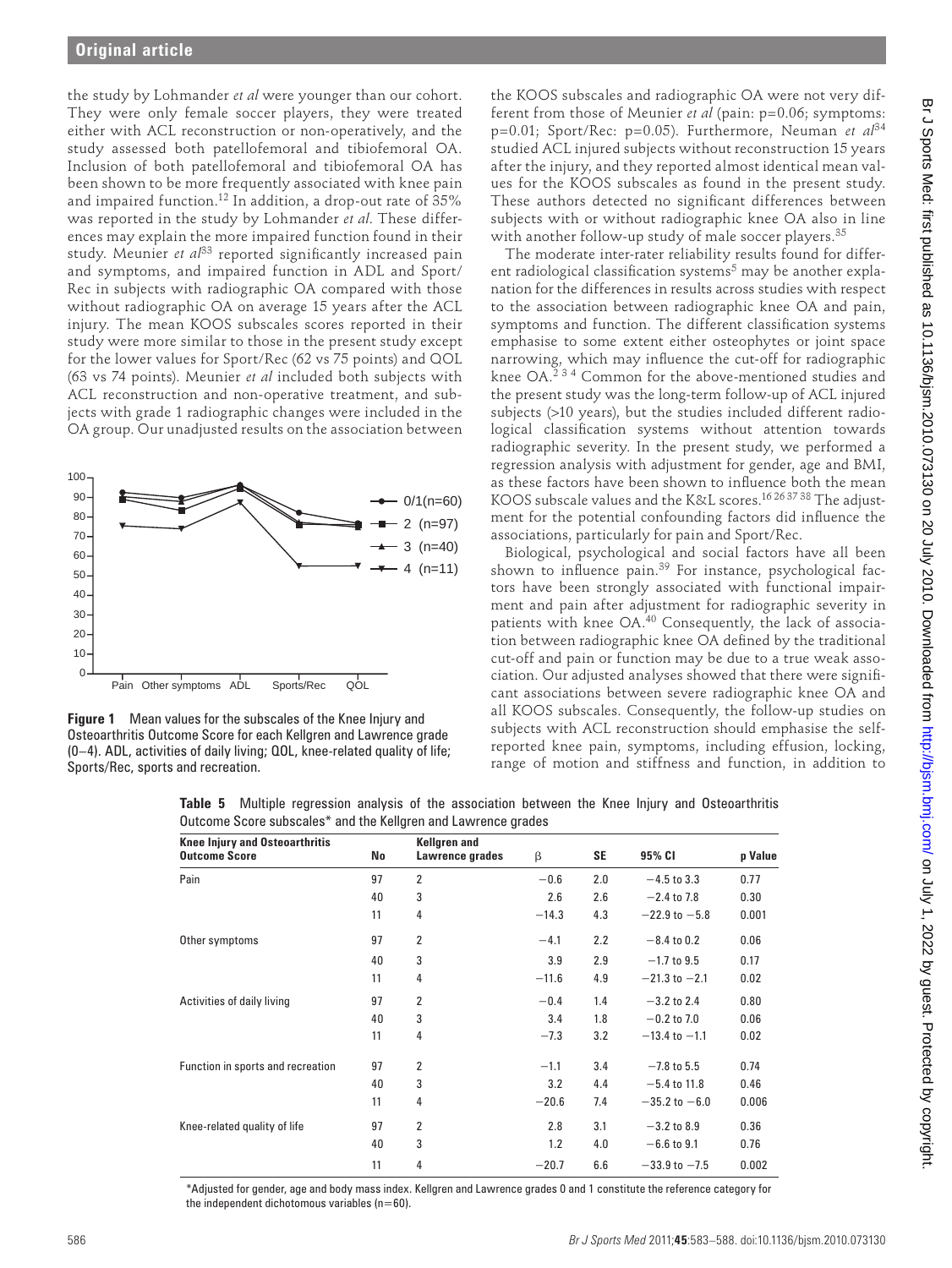the study by Lohmander *et al* were younger than our cohort. They were only female soccer players, they were treated either with ACL reconstruction or non-operatively, and the study assessed both patellofemoral and tibiofemoral OA. Inclusion of both patellofemoral and tibiofemoral OA has been shown to be more frequently associated with knee pain and impaired function.[12] In addition, a drop-out rate of 35% was reported in the study by Lohmander *et al*. These differences may explain the more impaired function found in their study. Meunier *et al*[33] reported significantly increased pain and symptoms, and impaired function in ADL and Sport/Rec in subjects with radiographic OA compared with those without radiographic OA on average 15 years after the ACL injury. The mean KOOS subscales scores reported in their study were more similar to those in the present study except for the lower values for Sport/Rec (62 vs 75 points) and QOL (63 vs 74 points). Meunier *et al* included both subjects with ACL reconstruction and non-operative treatment, and subjects with grade 1 radiographic changes were included in the OA group. Our unadjusted results on the association between the KOOS subscales and radiographic OA were not very different from those of Meunier *et al* (pain: p=0.06; symptoms: p=0.01; Sport/Rec: p=0.05). Furthermore, Neuman *et al*[34] studied ACL injured subjects without reconstruction 15 years after the injury, and they reported almost identical mean values for the KOOS subscales as found in the present study. These authors detected no significant differences between subjects with or without radiographic knee OA also in line with another follow-up study of male soccer players.[35]

**Figure 1** Mean values for the subscales of the Knee Injury and Osteoarthritis Outcome Score for each Kellgren and Lawrence grade (0–4). ADL, activities of daily living; QOL, knee-related quality of life; Sports/Rec, sports and recreation.

The moderate inter-rater reliability results found for different radiological classification systems[5] may be another explanation for the differences in results across studies with respect to the association between radiographic knee OA and pain, symptoms and function. The different classification systems emphasise to some extent either osteophytes or joint space narrowing, which may influence the cut-off for radiographic knee OA.[2 3 4] Common for the above-mentioned studies and the present study was the long-term follow-up of ACL injured subjects (>10 years), but the studies included different radiological classification systems without attention towards radiographic severity. In the present study, we performed a regression analysis with adjustment for gender, age and BMI, as these factors have been shown to influence both the mean KOOS subscale values and the K&L scores.[16 26 37 38] The adjustment for the potential confounding factors did influence the associations, particularly for pain and Sport/Rec.

Biological, psychological and social factors have all been shown to influence pain.[39] For instance, psychological factors have been strongly associated with functional impairment and pain after adjustment for radiographic severity in patients with knee OA.[40] Consequently, the lack of association between radiographic knee OA defined by the traditional cut-off and pain or function may be due to a true weak association. Our adjusted analyses showed that there were significant associations between severe radiographic knee OA and all KOOS subscales. Consequently, the follow-up studies on subjects with ACL reconstruction should emphasise the self-reported knee pain, symptoms, including effusion, locking, range of motion and stiffness and function, in addition to

**Table 5** Multiple regression analysis of the association between the Knee Injury and Osteoarthritis Outcome Score subscales* and the Kellgren and Lawrence grades

| Knee Injury and Osteoarthritis Outcome Score | No | Kellgren and Lawrence grades | β | SE | 95% CI | p Value |
|---|---|---|---|---|---|---|
| Pain | 97 | 2 | −0.6 | 2.0 | −4.5 to 3.3 | 0.77 |
| | 40 | 3 | 2.6 | 2.6 | −2.4 to 7.8 | 0.30 |
| | 11 | 4 | −14.3 | 4.3 | −22.9 to −5.8 | 0.001 |
| Other symptoms | 97 | 2 | −4.1 | 2.2 | −8.4 to 0.2 | 0.06 |
| | 40 | 3 | 3.9 | 2.9 | −1.7 to 9.5 | 0.17 |
| | 11 | 4 | −11.6 | 4.9 | −21.3 to −2.1 | 0.02 |
| Activities of daily living | 97 | 2 | −0.4 | 1.4 | −3.2 to 2.4 | 0.80 |
| | 40 | 3 | 3.4 | 1.8 | −0.2 to 7.0 | 0.06 |
| | 11 | 4 | −7.3 | 3.2 | −13.4 to −1.1 | 0.02 |
| Function in sports and recreation | 97 | 2 | −1.1 | 3.4 | −7.8 to 5.5 | 0.74 |
| | 40 | 3 | 3.2 | 4.4 | −5.4 to 11.8 | 0.46 |
| | 11 | 4 | −20.6 | 7.4 | −35.2 to −6.0 | 0.006 |
| Knee-related quality of life | 97 | 2 | 2.8 | 3.1 | −3.2 to 8.9 | 0.36 |
| | 40 | 3 | 1.2 | 4.0 | −6.6 to 9.1 | 0.76 |
| | 11 | 4 | −20.7 | 6.6 | −33.9 to −7.5 | 0.002 |

*Adjusted for gender, age and body mass index. Kellgren and Lawrence grades 0 and 1 constitute the reference category for the independent dichotomous variables (n=60).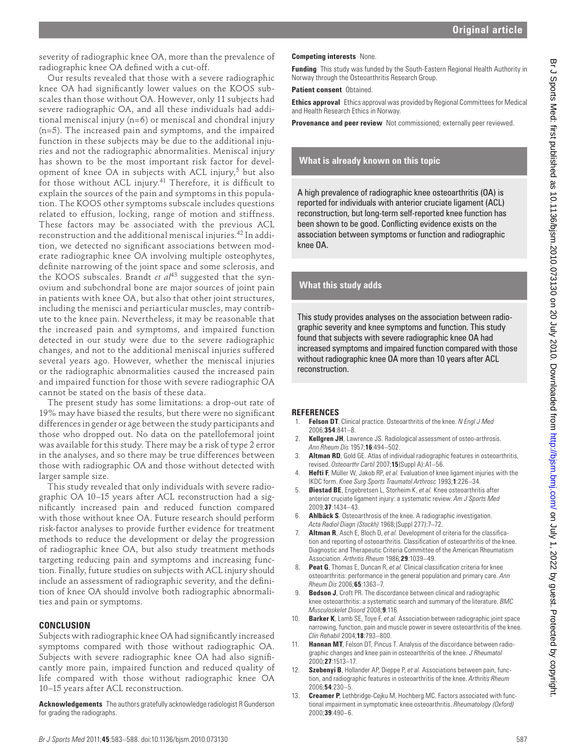severity of radiographic knee OA, more than the prevalence of radiographic knee OA defined with a cut-off.

Our results revealed that those with a severe radiographic knee OA had significantly lower values on the KOOS subscales than those without OA. However, only 11 subjects had severe radiographic OA, and all these individuals had additional meniscal injury (n=6) or meniscal and chondral injury (n=5). The increased pain and symptoms, and the impaired function in these subjects may be due to the additional injuries and not the radiographic abnormalities. Meniscal injury has shown to be the most important risk factor for development of knee OA in subjects with ACL injury,[5] but also for those without ACL injury.[41] Therefore, it is difficult to explain the sources of the pain and symptoms in this population. The KOOS other symptoms subscale includes questions related to effusion, locking, range of motion and stiffness. These factors may be associated with the previous ACL reconstruction and the additional meniscal injuries.[42] In addition, we detected no significant associations between moderate radiographic knee OA involving multiple osteophytes, definite narrowing of the joint space and some sclerosis, and the KOOS subscales. Brandt *et al*[43] suggested that the synovium and subchondral bone are major sources of joint pain in patients with knee OA, but also that other joint structures, including the menisci and periarticular muscles, may contribute to the knee pain. Nevertheless, it may be reasonable that the increased pain and symptoms, and impaired function detected in our study were due to the severe radiographic changes, and not to the additional meniscal injuries suffered several years ago. However, whether the meniscal injuries or the radiographic abnormalities caused the increased pain and impaired function for those with severe radiographic OA cannot be stated on the basis of these data.

The present study has some limitations: a drop-out rate of 19% may have biased the results, but there were no significant differences in gender or age between the study participants and those who dropped out. No data on the patellofemoral joint was available for this study. There may be a risk of type 2 error in the analyses, and so there may be true differences between those with radiographic OA and those without detected with larger sample size.

This study revealed that only individuals with severe radiographic OA 10–15 years after ACL reconstruction had a significantly increased pain and reduced function compared with those without knee OA. Future research should perform risk-factor analyses to provide further evidence for treatment methods to reduce the development or delay the progression of radiographic knee OA, but also study treatment methods targeting reducing pain and symptoms and increasing function. Finally, future studies on subjects with ACL injury should include an assessment of radiographic severity, and the definition of knee OA should involve both radiographic abnormalities and pain or symptoms.

## CONCLUSION

Subjects with radiographic knee OA had significantly increased symptoms compared with those without radiographic OA. Subjects with severe radiographic knee OA had also significantly more pain, impaired function and reduced quality of life compared with those without radiographic knee OA 10–15 years after ACL reconstruction.

**Acknowledgements** The authors gratefully acknowledge radiologist R Gunderson for grading the radiographs.

**Competing interests** None.

**Funding** This study was funded by the South-Eastern Regional Health Authority in Norway through the Osteoarthritis Research Group.

**Patient consent** Obtained.

**Ethics approval** Ethics approval was provided by Regional Committees for Medical and Health Research Ethics in Norway.

**Provenance and peer review** Not commissioned; externally peer reviewed.

### What is already known on this topic

A high prevalence of radiographic knee osteoarthritis (OA) is reported for individuals with anterior cruciate ligament (ACL) reconstruction, but long-term self-reported knee function has been shown to be good. Conflicting evidence exists on the association between symptoms or function and radiographic knee OA.

### What this study adds

This study provides analyses on the association between radiographic severity and knee symptoms and function. This study found that subjects with severe radiographic knee OA had increased symptoms and impaired function compared with those without radiographic knee OA more than 10 years after ACL reconstruction.

## REFERENCES

1. **Felson DT**. Clinical practice. Osteoarthritis of the knee. *N Engl J Med* 2006;**354**:841–8.
2. **Kellgren JH**, Lawrence JS. Radiological assessment of osteo-arthrosis. *Ann Rheum Dis* 1957;**16**:494–502.
3. **Altman RD**, Gold GE. Atlas of individual radiographic features in osteoarthritis, revised. *Osteoarthr Cartil* 2007;**15**(Suppl A):A1–56.
4. **Hefti F**, Müller W, Jakob RP, *et al.* Evaluation of knee ligament injuries with the IKDC form. *Knee Surg Sports Traumatol Arthrosc* 1993;**1**:226–34.
5. **Øiestad BE**, Engebretsen L, Storheim K, *et al.* Knee osteoarthritis after anterior cruciate ligament injury: a systematic review. *Am J Sports Med* 2009;**37**:1434–43.
6. **Ahlbäck S**. Osteoarthrosis of the knee. A radiographic investigation. *Acta Radiol Diagn (Stockh)* 1968;(Suppl 277):7–72.
7. **Altman R**, Asch E, Bloch D, *et al.* Development of criteria for the classification and reporting of osteoarthritis. Classification of osteoarthritis of the knee. Diagnostic and Therapeutic Criteria Committee of the American Rheumatism Association. *Arthritis Rheum* 1986;**29**:1039–49.
8. **Peat G**, Thomas E, Duncan R, *et al.* Clinical classification criteria for knee osteoarthritis: performance in the general population and primary care. *Ann Rheum Dis* 2006;**65**:1363–7.
9. **Bedson J**, Croft PR. The discordance between clinical and radiographic knee osteoarthritis: a systematic search and summary of the literature. *BMC Musculoskelet Disord* 2008;**9**:116.
10. **Barker K**, Lamb SE, Toye F, *et al.* Association between radiographic joint space narrowing, function, pain and muscle power in severe osteoarthritis of the knee. *Clin Rehabil* 2004;**18**:793–800.
11. **Hannan MT**, Felson DT, Pincus T. Analysis of the discordance between radiographic changes and knee pain in osteoarthritis of the knee. *J Rheumatol* 2000;**27**:1513–17.
12. **Szebenyi B**, Hollander AP, Dieppe P, *et al.* Associations between pain, function, and radiographic features in osteoarthritis of the knee. *Arthritis Rheum* 2006;**54**:230–5.
13. **Creamer P**, Lethbridge-Cejku M, Hochberg MC. Factors associated with functional impairment in symptomatic knee osteoarthritis. *Rheumatology (Oxford)* 2000;**39**:490–6.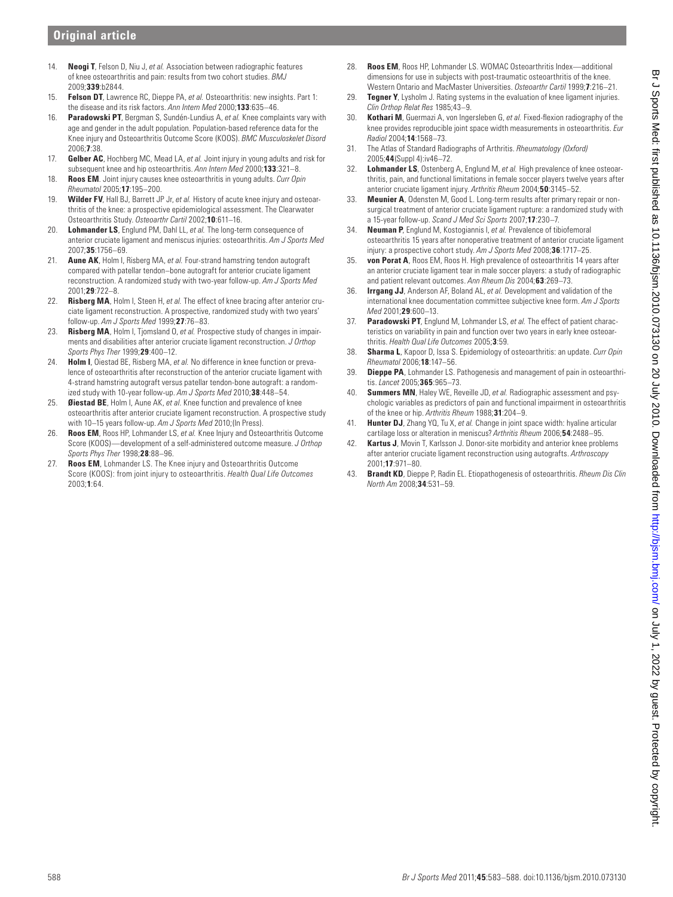14. **Neogi T**, Felson D, Niu J, *et al.* Association between radiographic features of knee osteoarthritis and pain: results from two cohort studies. *BMJ* 2009;**339**:b2844.
15. **Felson DT**, Lawrence RC, Dieppe PA, *et al.* Osteoarthritis: new insights. Part 1: the disease and its risk factors. *Ann Intern Med* 2000;**133**:635–46.
16. **Paradowski PT**, Bergman S, Sundén-Lundius A, *et al.* Knee complaints vary with age and gender in the adult population. Population-based reference data for the Knee injury and Osteoarthritis Outcome Score (KOOS). *BMC Musculoskelet Disord* 2006;**7**:38.
17. **Gelber AC**, Hochberg MC, Mead LA, *et al.* Joint injury in young adults and risk for subsequent knee and hip osteoarthritis. *Ann Intern Med* 2000;**133**:321–8.
18. **Roos EM**. Joint injury causes knee osteoarthritis in young adults. *Curr Opin Rheumatol* 2005;**17**:195–200.
19. **Wilder FV**, Hall BJ, Barrett JP Jr, *et al.* History of acute knee injury and osteoarthritis of the knee: a prospective epidemiological assessment. The Clearwater Osteoarthritis Study. *Osteoarthr Cartil* 2002;**10**:611–16.
20. **Lohmander LS**, Englund PM, Dahl LL, *et al.* The long-term consequence of anterior cruciate ligament and meniscus injuries: osteoarthritis. *Am J Sports Med* 2007;**35**:1756–69.
21. **Aune AK**, Holm I, Risberg MA, *et al.* Four-strand hamstring tendon autograft compared with patellar tendon–bone autograft for anterior cruciate ligament reconstruction. A randomized study with two-year follow-up. *Am J Sports Med* 2001;**29**:722–8.
22. **Risberg MA**, Holm I, Steen H, *et al.* The effect of knee bracing after anterior cruciate ligament reconstruction. A prospective, randomized study with two years' follow-up. *Am J Sports Med* 1999;**27**:76–83.
23. **Risberg MA**, Holm I, Tjomsland O, *et al.* Prospective study of changes in impairments and disabilities after anterior cruciate ligament reconstruction. *J Orthop Sports Phys Ther* 1999;**29**:400–12.
24. **Holm I**, Oiestad BE, Risberg MA, *et al.* No difference in knee function or prevalence of osteoarthritis after reconstruction of the anterior cruciate ligament with 4-strand hamstring autograft versus patellar tendon-bone autograft: a randomized study with 10-year follow-up. *Am J Sports Med* 2010;**38**:448–54.
25. **Øiestad BE**, Holm I, Aune AK, *et al.* Knee function and prevalence of knee osteoarthritis after anterior cruciate ligament reconstruction. A prospective study with 10–15 years follow-up. *Am J Sports Med* 2010;(In Press).
26. **Roos EM**, Roos HP, Lohmander LS, *et al.* Knee Injury and Osteoarthritis Outcome Score (KOOS)—development of a self-administered outcome measure. *J Orthop Sports Phys Ther* 1998;**28**:88–96.
27. **Roos EM**, Lohmander LS. The Knee injury and Osteoarthritis Outcome Score (KOOS): from joint injury to osteoarthritis. *Health Qual Life Outcomes* 2003;**1**:64.
28. **Roos EM**, Roos HP, Lohmander LS. WOMAC Osteoarthritis Index—additional dimensions for use in subjects with post-traumatic osteoarthritis of the knee. Western Ontario and MacMaster Universities. *Osteoarthr Cartil* 1999;**7**:216–21.
29. **Tegner Y**, Lysholm J. Rating systems in the evaluation of knee ligament injuries. *Clin Orthop Relat Res* 1985;43–9.
30. **Kothari M**, Guermazi A, von Ingersleben G, *et al.* Fixed-flexion radiography of the knee provides reproducible joint space width measurements in osteoarthritis. *Eur Radiol* 2004;**14**:1568–73.
31. The Atlas of Standard Radiographs of Arthritis. *Rheumatology (Oxford)* 2005;**44**(Suppl 4):iv46–72.
32. **Lohmander LS**, Ostenberg A, Englund M, *et al.* High prevalence of knee osteoarthritis, pain, and functional limitations in female soccer players twelve years after anterior cruciate ligament injury. *Arthritis Rheum* 2004;**50**:3145–52.
33. **Meunier A**, Odensten M, Good L. Long-term results after primary repair or non-surgical treatment of anterior cruciate ligament rupture: a randomized study with a 15-year follow-up. *Scand J Med Sci Sports* 2007;**17**:230–7.
34. **Neuman P**, Englund M, Kostogiannis I, *et al.* Prevalence of tibiofemoral osteoarthritis 15 years after nonoperative treatment of anterior cruciate ligament injury: a prospective cohort study. *Am J Sports Med* 2008;**36**:1717–25.
35. **von Porat A**, Roos EM, Roos H. High prevalence of osteoarthritis 14 years after an anterior cruciate ligament tear in male soccer players: a study of radiographic and patient relevant outcomes. *Ann Rheum Dis* 2004;**63**:269–73.
36. **Irrgang JJ**, Anderson AF, Boland AL, *et al.* Development and validation of the international knee documentation committee subjective knee form. *Am J Sports Med* 2001;**29**:600–13.
37. **Paradowski PT**, Englund M, Lohmander LS, *et al.* The effect of patient characteristics on variability in pain and function over two years in early knee osteoarthritis. *Health Qual Life Outcomes* 2005;**3**:59.
38. **Sharma L**, Kapoor D, Issa S. Epidemiology of osteoarthritis: an update. *Curr Opin Rheumatol* 2006;**18**:147–56.
39. **Dieppe PA**, Lohmander LS. Pathogenesis and management of pain in osteoarthritis. *Lancet* 2005;**365**:965–73.
40. **Summers MN**, Haley WE, Reveille JD, *et al.* Radiographic assessment and psychologic variables as predictors of pain and functional impairment in osteoarthritis of the knee or hip. *Arthritis Rheum* 1988;**31**:204–9.
41. **Hunter DJ**, Zhang YQ, Tu X, *et al.* Change in joint space width: hyaline articular cartilage loss or alteration in meniscus? *Arthritis Rheum* 2006;**54**:2488–95.
42. **Kartus J**, Movin T, Karlsson J. Donor-site morbidity and anterior knee problems after anterior cruciate ligament reconstruction using autografts. *Arthroscopy* 2001;**17**:971–80.
43. **Brandt KD**, Dieppe P, Radin EL. Etiopathogenesis of osteoarthritis. *Rheum Dis Clin North Am* 2008;**34**:531–59.